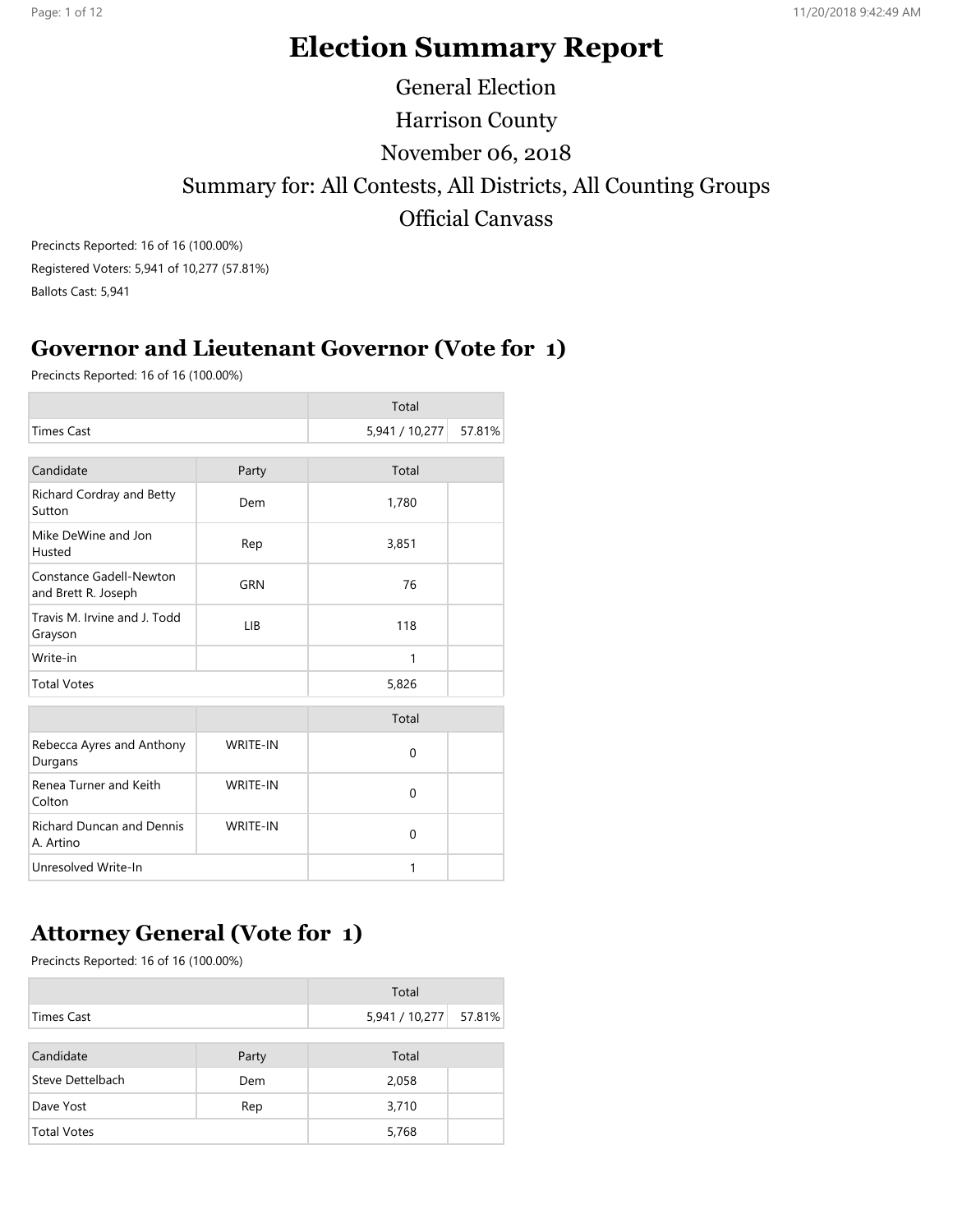# Election Summary Report

General Election

Harrison County

November 06, 2018

Summary for: All Contests, All Districts, All Counting Groups

Official Canvass

Precincts Reported: 16 of 16 (100.00%)

Registered Voters: 5,941 of 10,277 (57.81%)

Ballots Cast: 5,941

## Governor and Lieutenant Governor (Vote for 1)

Precincts Reported: 16 of 16 (100.00%)

| | Total | |
|---|---|---|
| Times Cast | 5,941 / 10,277 | 57.81% |

| Candidate | Party | Total | |
|---|---|---|---|
| Richard Cordray and Betty Sutton | Dem | 1,780 | |
| Mike DeWine and Jon Husted | Rep | 3,851 | |
| Constance Gadell-Newton and Brett R. Joseph | GRN | 76 | |
| Travis M. Irvine and J. Todd Grayson | LIB | 118 | |
| Write-in | | 1 | |
| Total Votes | | 5,826 | |

| | | Total | |
|---|---|---|---|
| Rebecca Ayres and Anthony Durgans | WRITE-IN | 0 | |
| Renea Turner and Keith Colton | WRITE-IN | 0 | |
| Richard Duncan and Dennis A. Artino | WRITE-IN | 0 | |
| Unresolved Write-In | | 1 | |

## Attorney General (Vote for 1)

Precincts Reported: 16 of 16 (100.00%)

| | Total | |
|---|---|---|
| Times Cast | 5,941 / 10,277 | 57.81% |

| Candidate | Party | Total | |
|---|---|---|---|
| Steve Dettelbach | Dem | 2,058 | |
| Dave Yost | Rep | 3,710 | |
| Total Votes | | 5,768 | |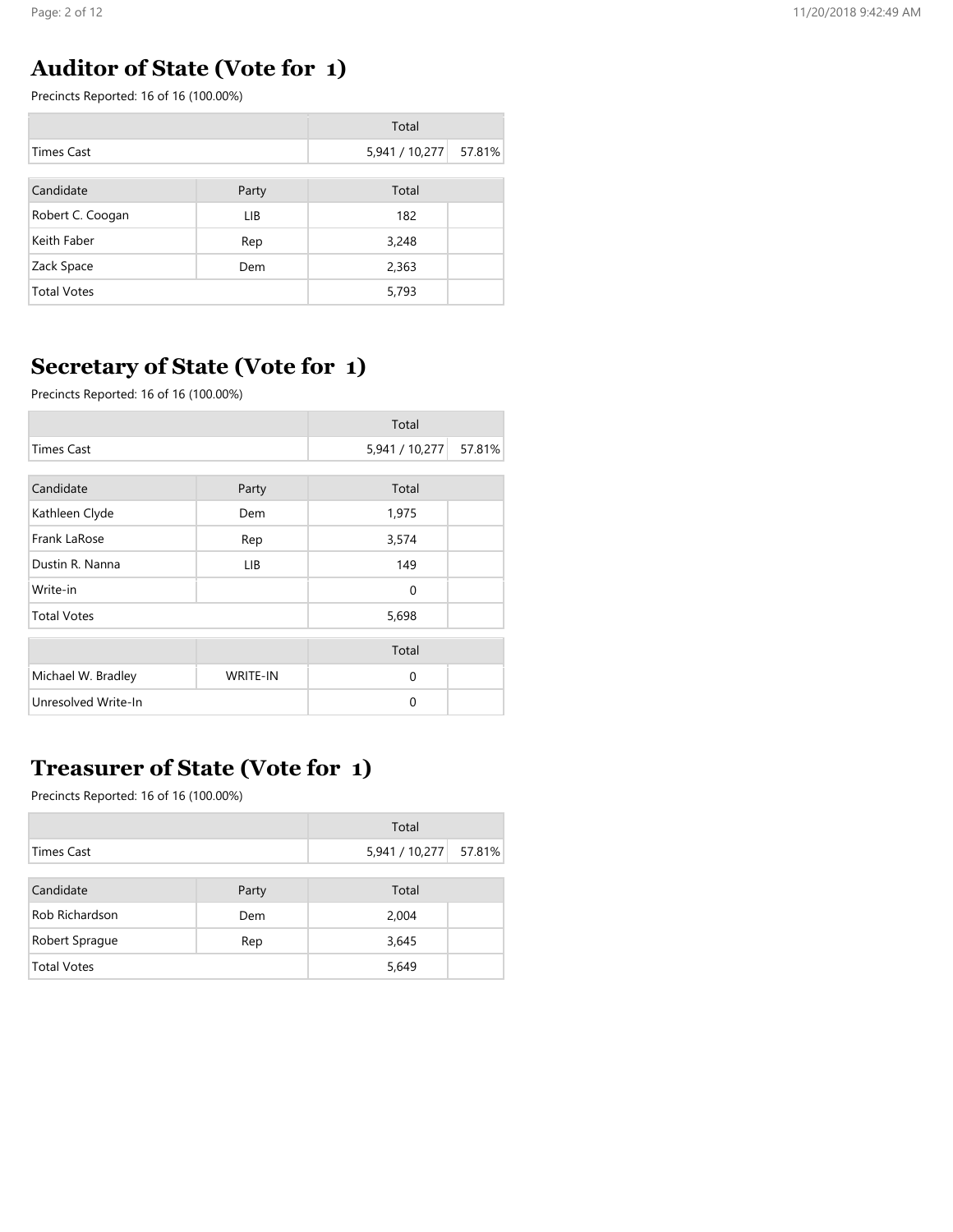## Auditor of State (Vote for 1)

Precincts Reported: 16 of 16 (100.00%)

| | Total | |
|---|---|---|
| Times Cast | 5,941 / 10,277 | 57.81% |

| Candidate | Party | Total | |
|---|---|---|---|
| Robert C. Coogan | LIB | 182 | |
| Keith Faber | Rep | 3,248 | |
| Zack Space | Dem | 2,363 | |
| Total Votes | | 5,793 | |

## Secretary of State (Vote for 1)

Precincts Reported: 16 of 16 (100.00%)

| | Total | |
|---|---|---|
| Times Cast | 5,941 / 10,277 | 57.81% |

| Candidate | Party | Total | |
|---|---|---|---|
| Kathleen Clyde | Dem | 1,975 | |
| Frank LaRose | Rep | 3,574 | |
| Dustin R. Nanna | LIB | 149 | |
| Write-in | | 0 | |
| Total Votes | | 5,698 | |

| | | Total | |
|---|---|---|---|
| Michael W. Bradley | WRITE-IN | 0 | |
| Unresolved Write-In | | 0 | |

## Treasurer of State (Vote for 1)

Precincts Reported: 16 of 16 (100.00%)

| | Total | |
|---|---|---|
| Times Cast | 5,941 / 10,277 | 57.81% |

| Candidate | Party | Total | |
|---|---|---|---|
| Rob Richardson | Dem | 2,004 | |
| Robert Sprague | Rep | 3,645 | |
| Total Votes | | 5,649 | |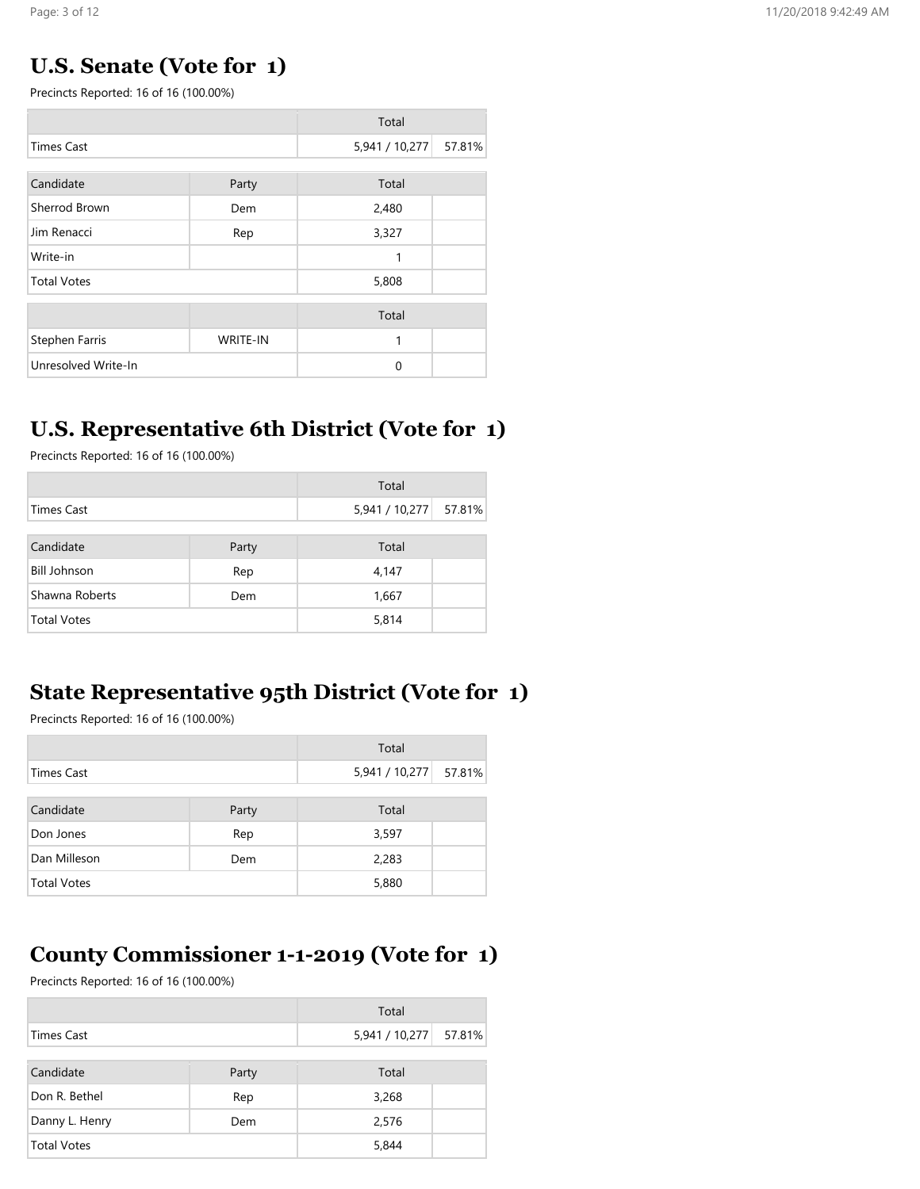## U.S. Senate (Vote for 1)

Precincts Reported: 16 of 16 (100.00%)

| | Total | |
|---|---|---|
| Times Cast | 5,941 / 10,277 | 57.81% |

| Candidate | Party | Total | |
|---|---|---|---|
| Sherrod Brown | Dem | 2,480 | |
| Jim Renacci | Rep | 3,327 | |
| Write-in | | 1 | |
| Total Votes | | 5,808 | |

| | | Total | |
|---|---|---|---|
| Stephen Farris | WRITE-IN | 1 | |
| Unresolved Write-In | | 0 | |

## U.S. Representative 6th District (Vote for 1)

Precincts Reported: 16 of 16 (100.00%)

| | Total | |
|---|---|---|
| Times Cast | 5,941 / 10,277 | 57.81% |

| Candidate | Party | Total | |
|---|---|---|---|
| Bill Johnson | Rep | 4,147 | |
| Shawna Roberts | Dem | 1,667 | |
| Total Votes | | 5,814 | |

## State Representative 95th District (Vote for 1)

Precincts Reported: 16 of 16 (100.00%)

| | Total | |
|---|---|---|
| Times Cast | 5,941 / 10,277 | 57.81% |

| Candidate | Party | Total | |
|---|---|---|---|
| Don Jones | Rep | 3,597 | |
| Dan Milleson | Dem | 2,283 | |
| Total Votes | | 5,880 | |

## County Commissioner 1-1-2019 (Vote for 1)

Precincts Reported: 16 of 16 (100.00%)

| | Total | |
|---|---|---|
| Times Cast | 5,941 / 10,277 | 57.81% |

| Candidate | Party | Total | |
|---|---|---|---|
| Don R. Bethel | Rep | 3,268 | |
| Danny L. Henry | Dem | 2,576 | |
| Total Votes | | 5,844 | |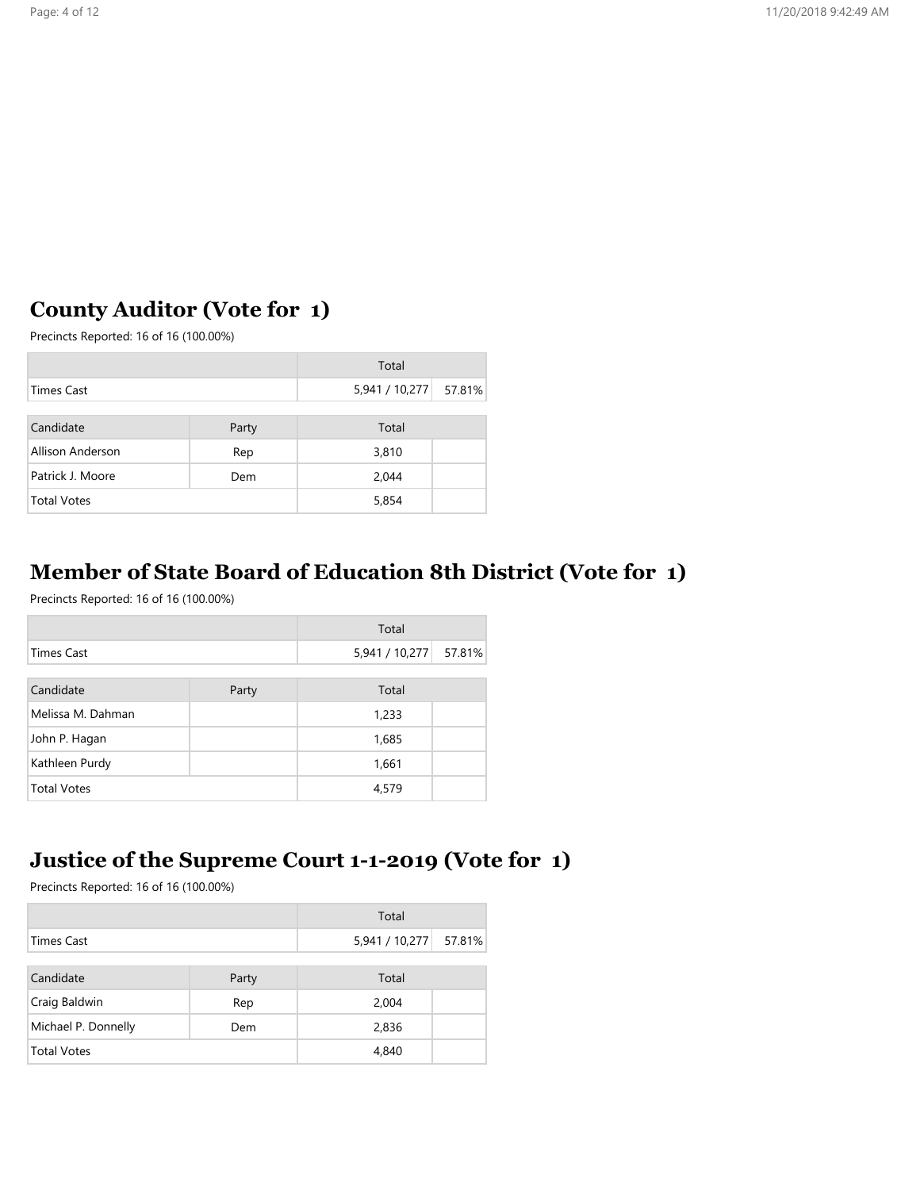## County Auditor (Vote for 1)

Precincts Reported: 16 of 16 (100.00%)

| | Total | |
|---|---|---|
| Times Cast | 5,941 / 10,277 | 57.81% |

| Candidate | Party | Total | |
|---|---|---|---|
| Allison Anderson | Rep | 3,810 | |
| Patrick J. Moore | Dem | 2,044 | |
| Total Votes | | 5,854 | |

## Member of State Board of Education 8th District (Vote for 1)

Precincts Reported: 16 of 16 (100.00%)

| | Total | |
|---|---|---|
| Times Cast | 5,941 / 10,277 | 57.81% |

| Candidate | Party | Total | |
|---|---|---|---|
| Melissa M. Dahman | | 1,233 | |
| John P. Hagan | | 1,685 | |
| Kathleen Purdy | | 1,661 | |
| Total Votes | | 4,579 | |

## Justice of the Supreme Court 1-1-2019 (Vote for 1)

Precincts Reported: 16 of 16 (100.00%)

| | Total | |
|---|---|---|
| Times Cast | 5,941 / 10,277 | 57.81% |

| Candidate | Party | Total | |
|---|---|---|---|
| Craig Baldwin | Rep | 2,004 | |
| Michael P. Donnelly | Dem | 2,836 | |
| Total Votes | | 4,840 | |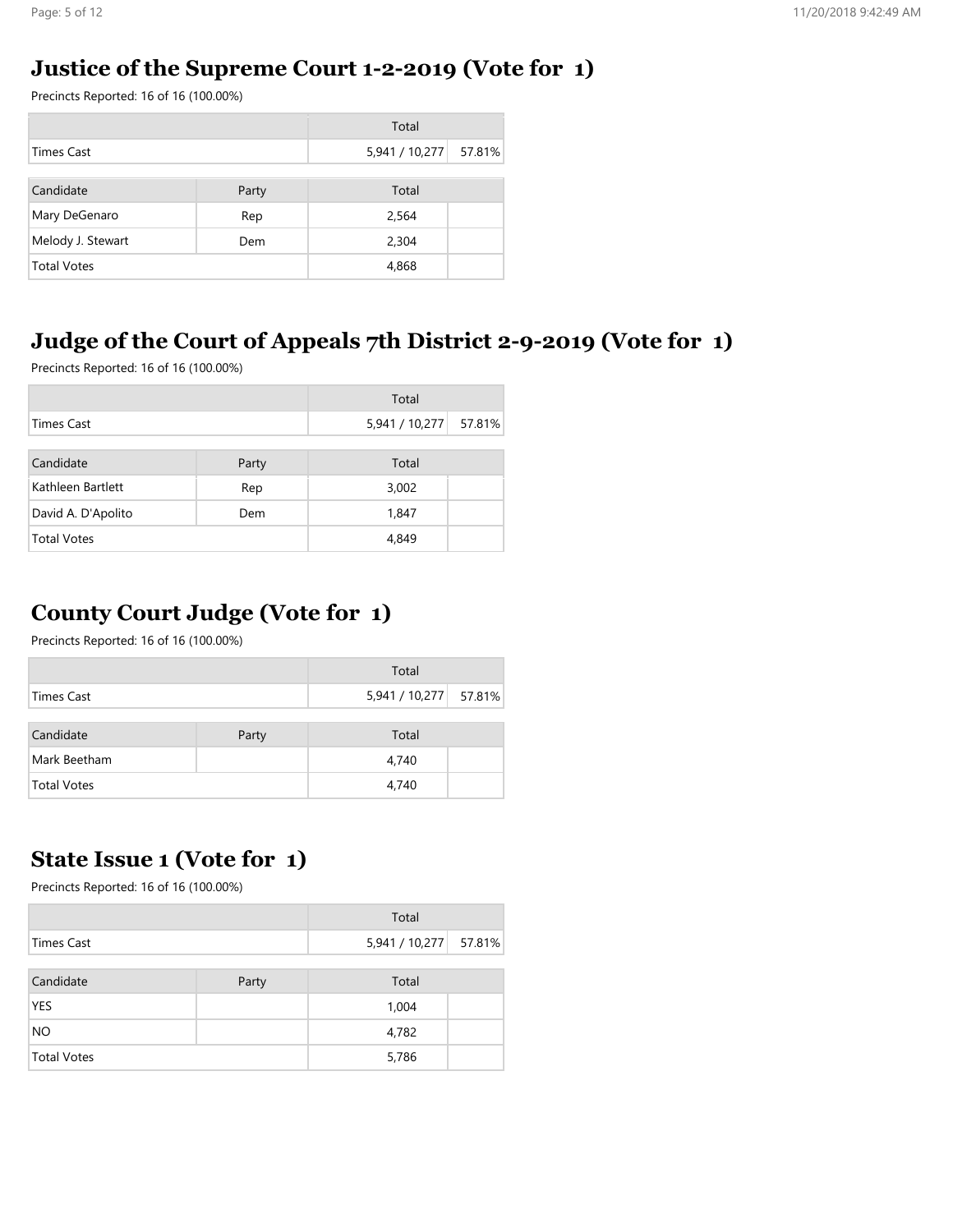## Justice of the Supreme Court 1-2-2019 (Vote for 1)

Precincts Reported: 16 of 16 (100.00%)

| | Total | |
|---|---|---|
| Times Cast | 5,941 / 10,277 | 57.81% |

| Candidate | Party | Total | |
|---|---|---|---|
| Mary DeGenaro | Rep | 2,564 | |
| Melody J. Stewart | Dem | 2,304 | |
| Total Votes | | 4,868 | |

## Judge of the Court of Appeals 7th District 2-9-2019 (Vote for 1)

Precincts Reported: 16 of 16 (100.00%)

| | Total | |
|---|---|---|
| Times Cast | 5,941 / 10,277 | 57.81% |

| Candidate | Party | Total | |
|---|---|---|---|
| Kathleen Bartlett | Rep | 3,002 | |
| David A. D'Apolito | Dem | 1,847 | |
| Total Votes | | 4,849 | |

## County Court Judge (Vote for 1)

Precincts Reported: 16 of 16 (100.00%)

| | Total | |
|---|---|---|
| Times Cast | 5,941 / 10,277 | 57.81% |

| Candidate | Party | Total | |
|---|---|---|---|
| Mark Beetham | | 4,740 | |
| Total Votes | | 4,740 | |

## State Issue 1 (Vote for 1)

Precincts Reported: 16 of 16 (100.00%)

| | Total | |
|---|---|---|
| Times Cast | 5,941 / 10,277 | 57.81% |

| Candidate | Party | Total | |
|---|---|---|---|
| YES | | 1,004 | |
| NO | | 4,782 | |
| Total Votes | | 5,786 | |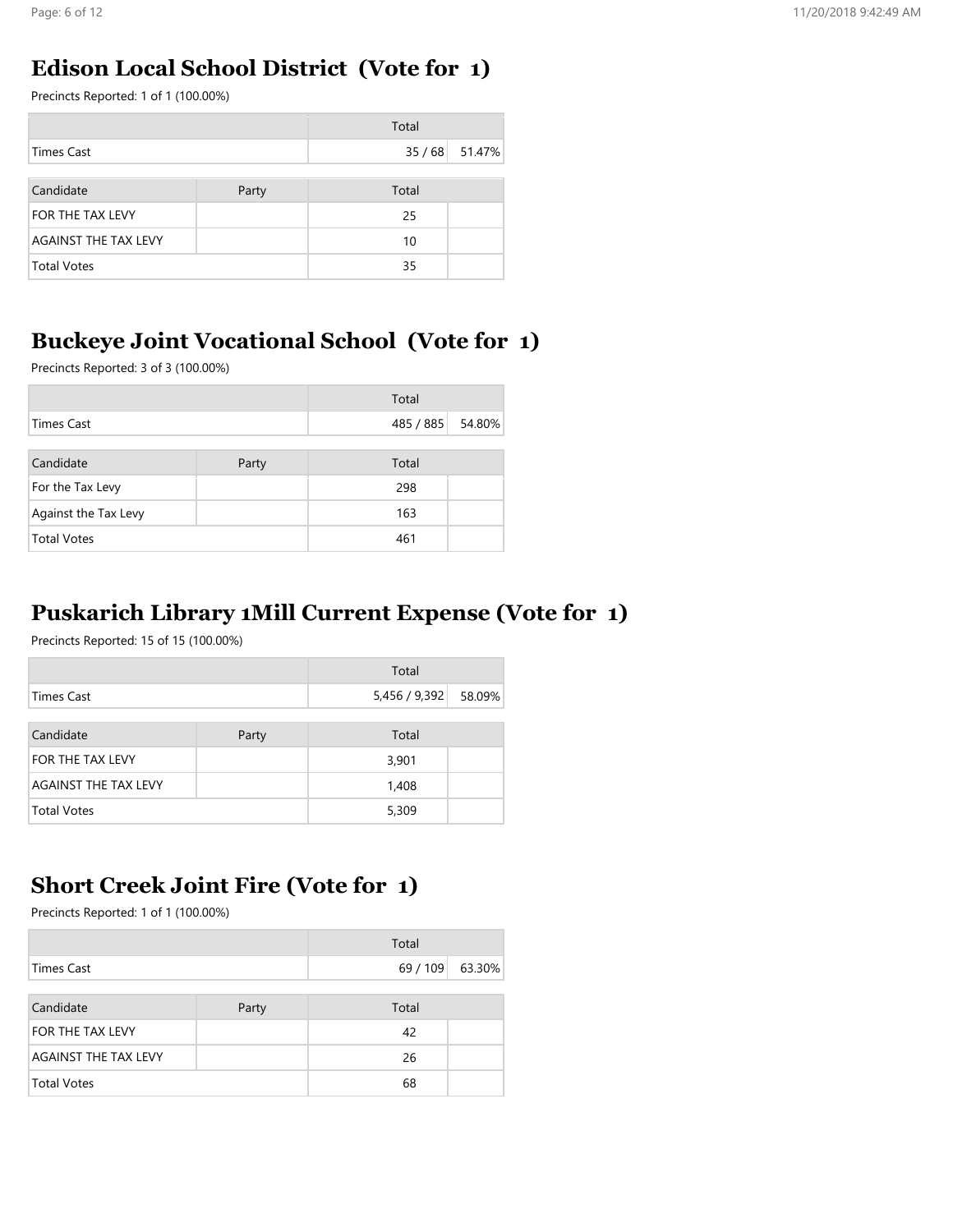## Edison Local School District (Vote for 1)

Precincts Reported: 1 of 1 (100.00%)

| | Total | |
|---|---|---|
| Times Cast | 35 / 68 | 51.47% |

| Candidate | Party | Total | |
|---|---|---|---|
| FOR THE TAX LEVY | | 25 | |
| AGAINST THE TAX LEVY | | 10 | |
| Total Votes | | 35 | |

## Buckeye Joint Vocational School (Vote for 1)

Precincts Reported: 3 of 3 (100.00%)

| | Total | |
|---|---|---|
| Times Cast | 485 / 885 | 54.80% |

| Candidate | Party | Total | |
|---|---|---|---|
| For the Tax Levy | | 298 | |
| Against the Tax Levy | | 163 | |
| Total Votes | | 461 | |

## Puskarich Library 1Mill Current Expense (Vote for 1)

Precincts Reported: 15 of 15 (100.00%)

| | Total | |
|---|---|---|
| Times Cast | 5,456 / 9,392 | 58.09% |

| Candidate | Party | Total | |
|---|---|---|---|
| FOR THE TAX LEVY | | 3,901 | |
| AGAINST THE TAX LEVY | | 1,408 | |
| Total Votes | | 5,309 | |

## Short Creek Joint Fire (Vote for 1)

Precincts Reported: 1 of 1 (100.00%)

| | Total | |
|---|---|---|
| Times Cast | 69 / 109 | 63.30% |

| Candidate | Party | Total | |
|---|---|---|---|
| FOR THE TAX LEVY | | 42 | |
| AGAINST THE TAX LEVY | | 26 | |
| Total Votes | | 68 | |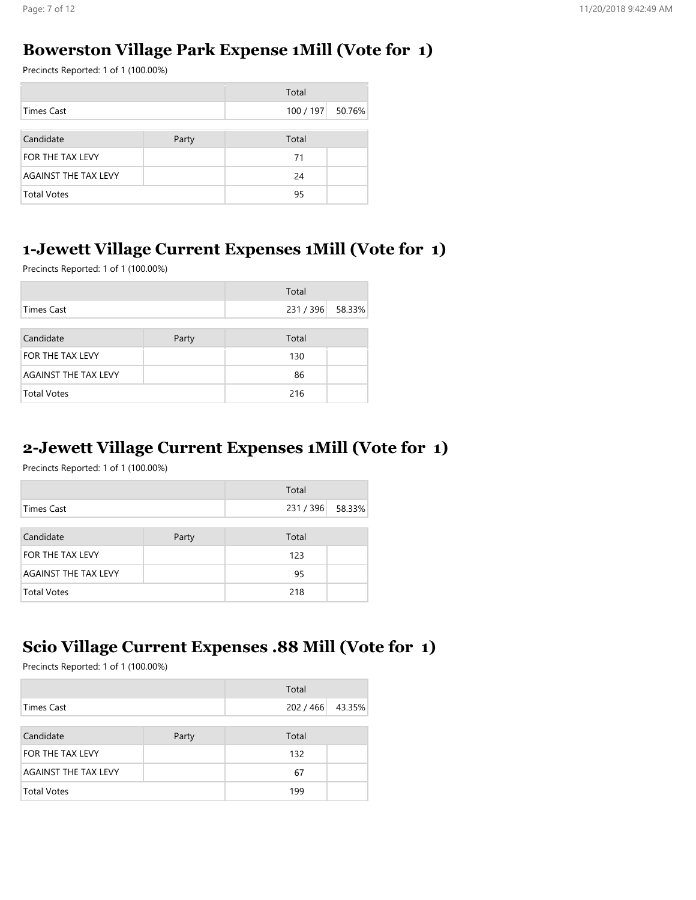## Bowerston Village Park Expense 1Mill (Vote for 1)

Precincts Reported: 1 of 1 (100.00%)

| | Total | |
|---|---|---|
| Times Cast | 100 / 197 | 50.76% |

| Candidate | Party | Total | |
|---|---|---|---|
| FOR THE TAX LEVY | | 71 | |
| AGAINST THE TAX LEVY | | 24 | |
| Total Votes | | 95 | |

## 1-Jewett Village Current Expenses 1Mill (Vote for 1)

Precincts Reported: 1 of 1 (100.00%)

| | Total | |
|---|---|---|
| Times Cast | 231 / 396 | 58.33% |

| Candidate | Party | Total | |
|---|---|---|---|
| FOR THE TAX LEVY | | 130 | |
| AGAINST THE TAX LEVY | | 86 | |
| Total Votes | | 216 | |

## 2-Jewett Village Current Expenses 1Mill (Vote for 1)

Precincts Reported: 1 of 1 (100.00%)

| | Total | |
|---|---|---|
| Times Cast | 231 / 396 | 58.33% |

| Candidate | Party | Total | |
|---|---|---|---|
| FOR THE TAX LEVY | | 123 | |
| AGAINST THE TAX LEVY | | 95 | |
| Total Votes | | 218 | |

## Scio Village Current Expenses .88 Mill (Vote for 1)

Precincts Reported: 1 of 1 (100.00%)

| | Total | |
|---|---|---|
| Times Cast | 202 / 466 | 43.35% |

| Candidate | Party | Total | |
|---|---|---|---|
| FOR THE TAX LEVY | | 132 | |
| AGAINST THE TAX LEVY | | 67 | |
| Total Votes | | 199 | |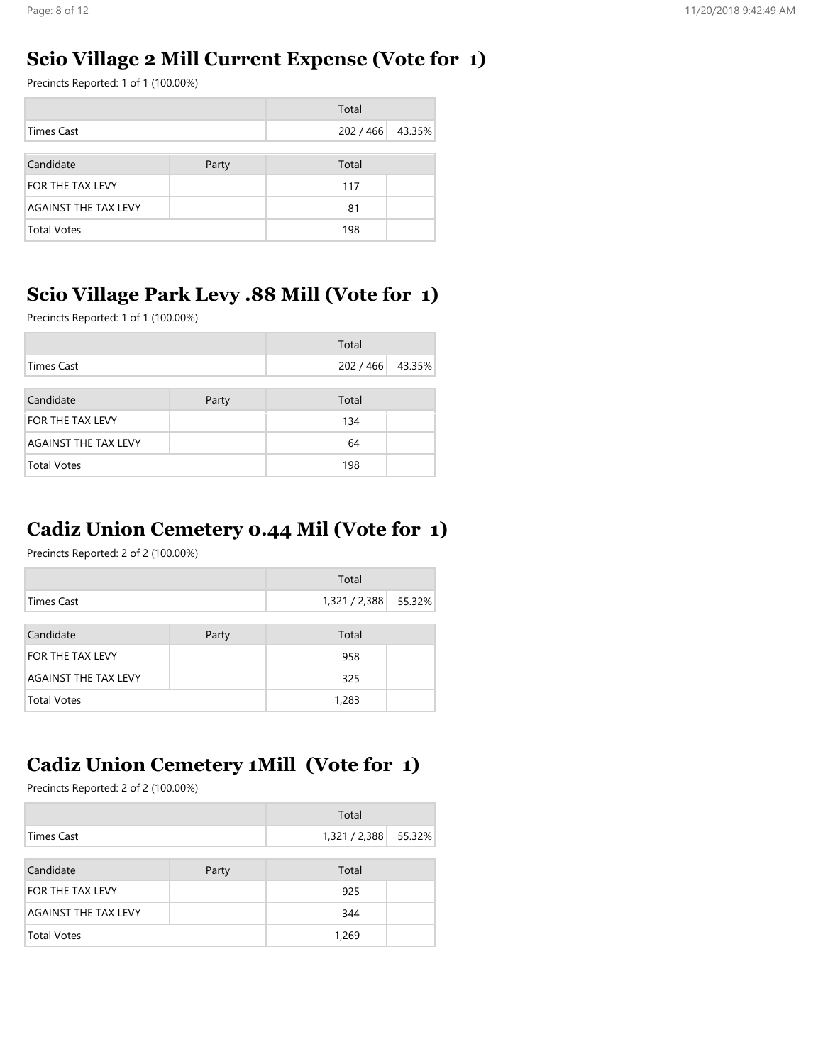## Scio Village 2 Mill Current Expense (Vote for 1)

Precincts Reported: 1 of 1 (100.00%)

| | Total | |
|---|---|---|
| Times Cast | 202 / 466 | 43.35% |

| Candidate | Party | Total | |
|---|---|---|---|
| FOR THE TAX LEVY | | 117 | |
| AGAINST THE TAX LEVY | | 81 | |
| Total Votes | | 198 | |

## Scio Village Park Levy .88 Mill (Vote for 1)

Precincts Reported: 1 of 1 (100.00%)

| | Total | |
|---|---|---|
| Times Cast | 202 / 466 | 43.35% |

| Candidate | Party | Total | |
|---|---|---|---|
| FOR THE TAX LEVY | | 134 | |
| AGAINST THE TAX LEVY | | 64 | |
| Total Votes | | 198 | |

## Cadiz Union Cemetery 0.44 Mil (Vote for 1)

Precincts Reported: 2 of 2 (100.00%)

| | Total | |
|---|---|---|
| Times Cast | 1,321 / 2,388 | 55.32% |

| Candidate | Party | Total | |
|---|---|---|---|
| FOR THE TAX LEVY | | 958 | |
| AGAINST THE TAX LEVY | | 325 | |
| Total Votes | | 1,283 | |

## Cadiz Union Cemetery 1Mill (Vote for 1)

Precincts Reported: 2 of 2 (100.00%)

| | Total | |
|---|---|---|
| Times Cast | 1,321 / 2,388 | 55.32% |

| Candidate | Party | Total | |
|---|---|---|---|
| FOR THE TAX LEVY | | 925 | |
| AGAINST THE TAX LEVY | | 344 | |
| Total Votes | | 1,269 | |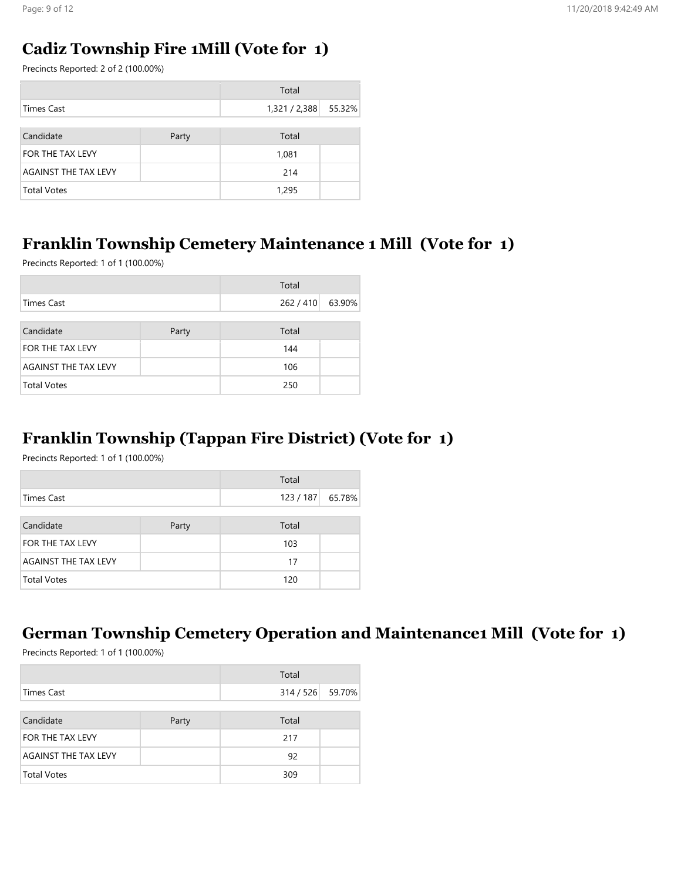## Cadiz Township Fire 1Mill (Vote for 1)

Precincts Reported: 2 of 2 (100.00%)

| | Total | |
|---|---|---|
| Times Cast | 1,321 / 2,388 | 55.32% |

| Candidate | Party | Total | |
|---|---|---|---|
| FOR THE TAX LEVY | | 1,081 | |
| AGAINST THE TAX LEVY | | 214 | |
| Total Votes | | 1,295 | |

## Franklin Township Cemetery Maintenance 1 Mill (Vote for 1)

Precincts Reported: 1 of 1 (100.00%)

| | Total | |
|---|---|---|
| Times Cast | 262 / 410 | 63.90% |

| Candidate | Party | Total | |
|---|---|---|---|
| FOR THE TAX LEVY | | 144 | |
| AGAINST THE TAX LEVY | | 106 | |
| Total Votes | | 250 | |

## Franklin Township (Tappan Fire District) (Vote for 1)

Precincts Reported: 1 of 1 (100.00%)

| | Total | |
|---|---|---|
| Times Cast | 123 / 187 | 65.78% |

| Candidate | Party | Total | |
|---|---|---|---|
| FOR THE TAX LEVY | | 103 | |
| AGAINST THE TAX LEVY | | 17 | |
| Total Votes | | 120 | |

## German Township Cemetery Operation and Maintenance1 Mill (Vote for 1)

Precincts Reported: 1 of 1 (100.00%)

| | Total | |
|---|---|---|
| Times Cast | 314 / 526 | 59.70% |

| Candidate | Party | Total | |
|---|---|---|---|
| FOR THE TAX LEVY | | 217 | |
| AGAINST THE TAX LEVY | | 92 | |
| Total Votes | | 309 | |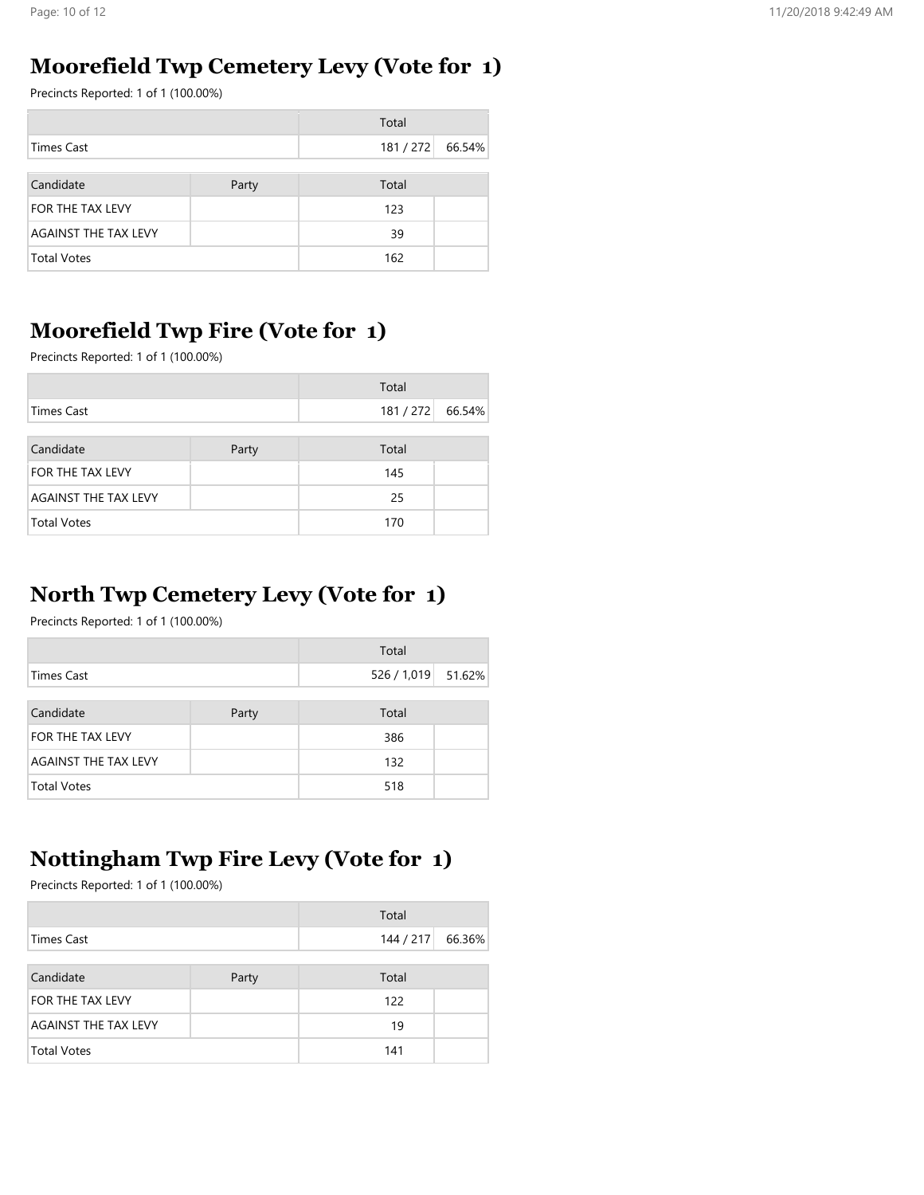## Moorefield Twp Cemetery Levy (Vote for 1)

Precincts Reported: 1 of 1 (100.00%)

| | | Total | |
|---|---|---|---|
| Times Cast | | 181 / 272 | 66.54% |

| Candidate | Party | Total | |
|---|---|---|---|
| FOR THE TAX LEVY | | 123 | |
| AGAINST THE TAX LEVY | | 39 | |
| Total Votes | | 162 | |

## Moorefield Twp Fire (Vote for 1)

Precincts Reported: 1 of 1 (100.00%)

| | | Total | |
|---|---|---|---|
| Times Cast | | 181 / 272 | 66.54% |

| Candidate | Party | Total | |
|---|---|---|---|
| FOR THE TAX LEVY | | 145 | |
| AGAINST THE TAX LEVY | | 25 | |
| Total Votes | | 170 | |

## North Twp Cemetery Levy (Vote for 1)

Precincts Reported: 1 of 1 (100.00%)

| | | Total | |
|---|---|---|---|
| Times Cast | | 526 / 1,019 | 51.62% |

| Candidate | Party | Total | |
|---|---|---|---|
| FOR THE TAX LEVY | | 386 | |
| AGAINST THE TAX LEVY | | 132 | |
| Total Votes | | 518 | |

## Nottingham Twp Fire Levy (Vote for 1)

Precincts Reported: 1 of 1 (100.00%)

| | | Total | |
|---|---|---|---|
| Times Cast | | 144 / 217 | 66.36% |

| Candidate | Party | Total | |
|---|---|---|---|
| FOR THE TAX LEVY | | 122 | |
| AGAINST THE TAX LEVY | | 19 | |
| Total Votes | | 141 | |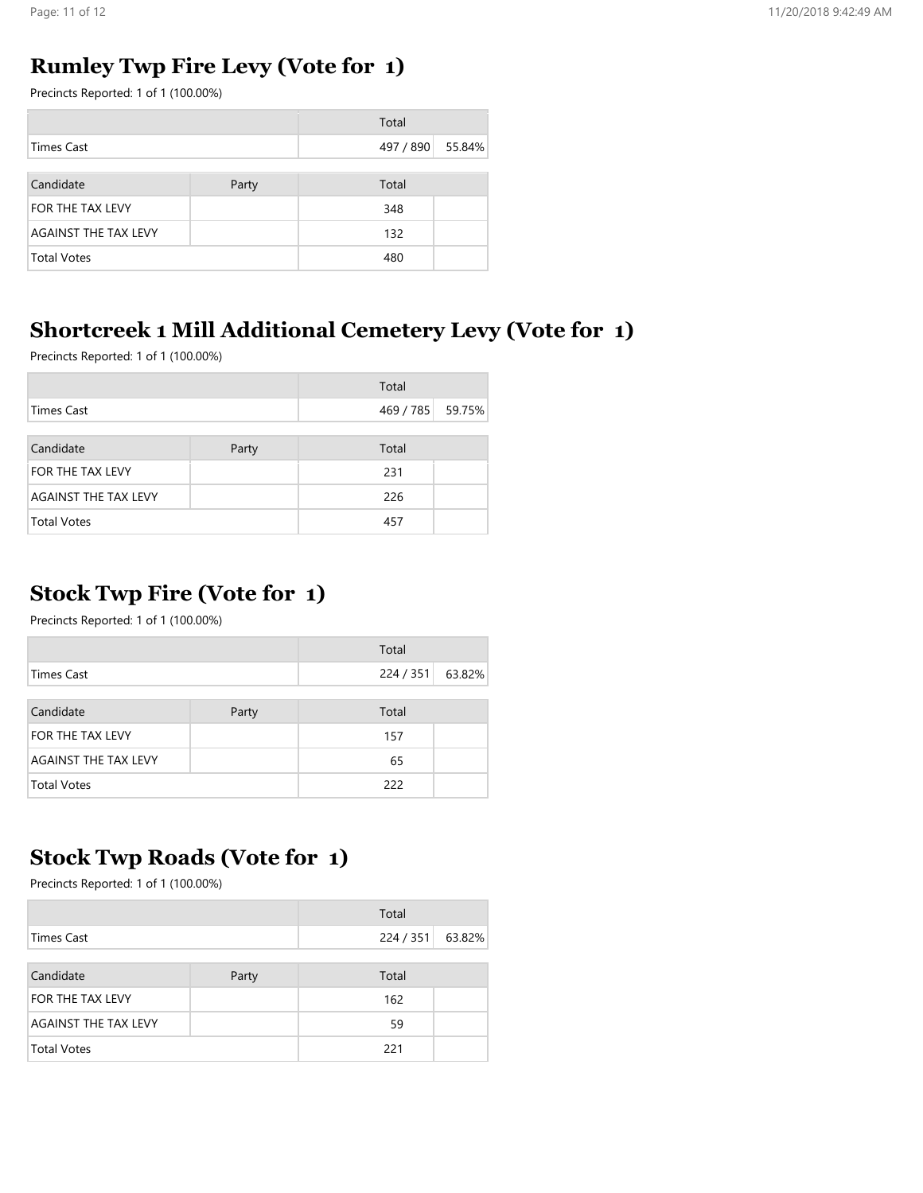## Rumley Twp Fire Levy (Vote for 1)

Precincts Reported: 1 of 1 (100.00%)

| | Total | |
|---|---|---|
| Times Cast | 497 / 890 | 55.84% |

| Candidate | Party | Total | |
|---|---|---|---|
| FOR THE TAX LEVY | | 348 | |
| AGAINST THE TAX LEVY | | 132 | |
| Total Votes | | 480 | |

## Shortcreek 1 Mill Additional Cemetery Levy (Vote for 1)

Precincts Reported: 1 of 1 (100.00%)

| | Total | |
|---|---|---|
| Times Cast | 469 / 785 | 59.75% |

| Candidate | Party | Total | |
|---|---|---|---|
| FOR THE TAX LEVY | | 231 | |
| AGAINST THE TAX LEVY | | 226 | |
| Total Votes | | 457 | |

## Stock Twp Fire (Vote for 1)

Precincts Reported: 1 of 1 (100.00%)

| | Total | |
|---|---|---|
| Times Cast | 224 / 351 | 63.82% |

| Candidate | Party | Total | |
|---|---|---|---|
| FOR THE TAX LEVY | | 157 | |
| AGAINST THE TAX LEVY | | 65 | |
| Total Votes | | 222 | |

## Stock Twp Roads (Vote for 1)

Precincts Reported: 1 of 1 (100.00%)

| | Total | |
|---|---|---|
| Times Cast | 224 / 351 | 63.82% |

| Candidate | Party | Total | |
|---|---|---|---|
| FOR THE TAX LEVY | | 162 | |
| AGAINST THE TAX LEVY | | 59 | |
| Total Votes | | 221 | |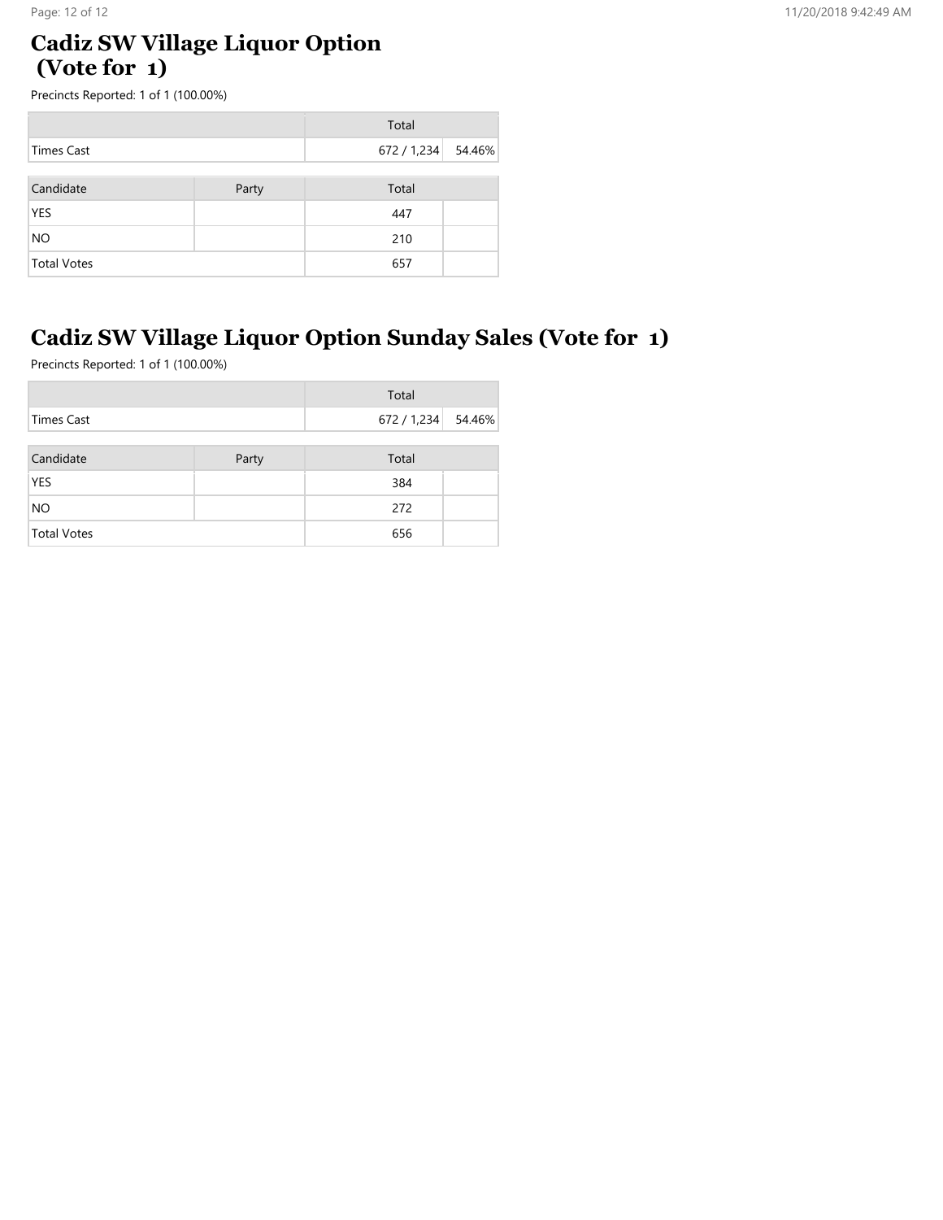## Cadiz SW Village Liquor Option (Vote for 1)

Precincts Reported: 1 of 1 (100.00%)

| | Total | |
|---|---|---|
| Times Cast | 672 / 1,234 | 54.46% |

| Candidate | Party | Total | |
|---|---|---|---|
| YES | | 447 | |
| NO | | 210 | |
| Total Votes | | 657 | |

## Cadiz SW Village Liquor Option Sunday Sales (Vote for 1)

Precincts Reported: 1 of 1 (100.00%)

| | Total | |
|---|---|---|
| Times Cast | 672 / 1,234 | 54.46% |

| Candidate | Party | Total | |
|---|---|---|---|
| YES | | 384 | |
| NO | | 272 | |
| Total Votes | | 656 | |